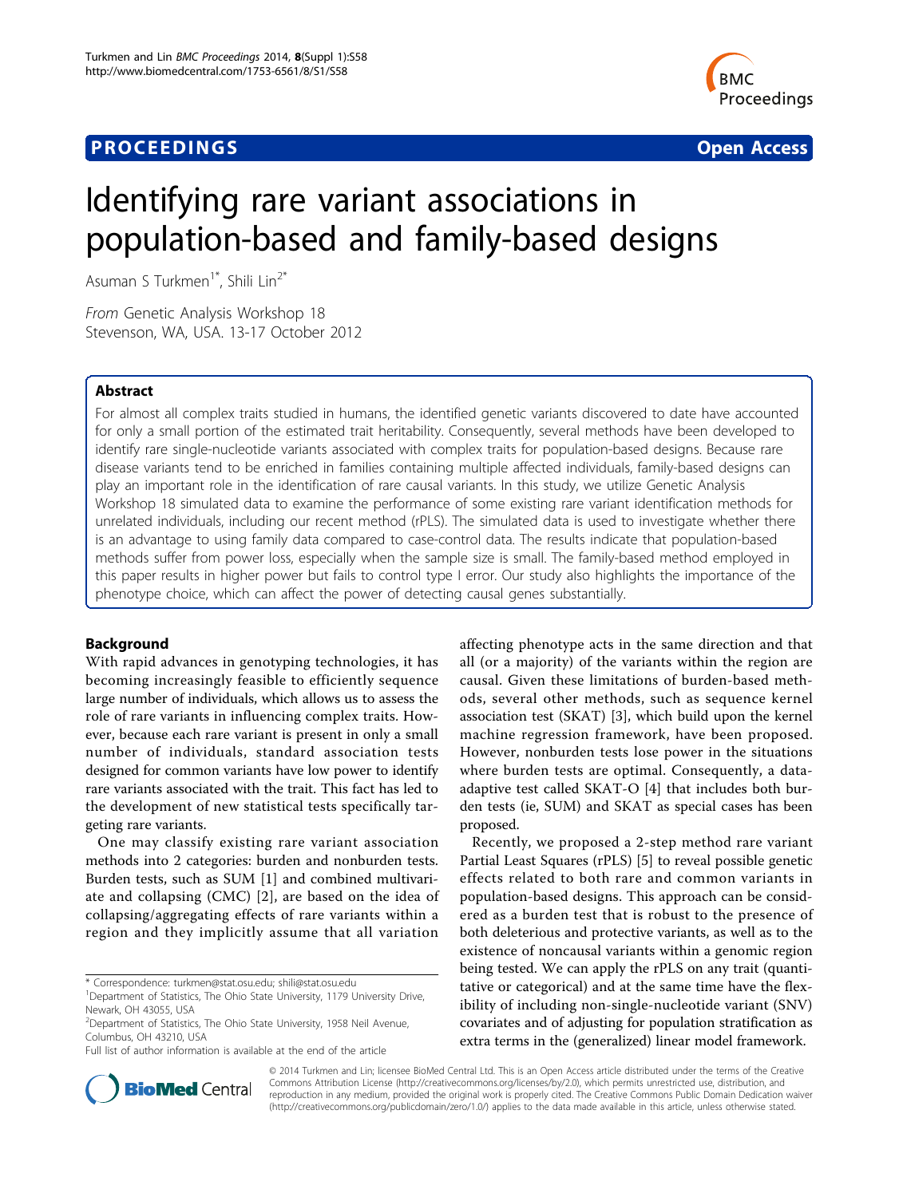**PROCEEDINGS** **Open Access**

# Identifying rare variant associations in population-based and family-based designs

Asuman S Turkmen[1*], Shili Lin[2*]

*From* Genetic Analysis Workshop 18
Stevenson, WA, USA. 13-17 October 2012

## Abstract

For almost all complex traits studied in humans, the identified genetic variants discovered to date have accounted for only a small portion of the estimated trait heritability. Consequently, several methods have been developed to identify rare single-nucleotide variants associated with complex traits for population-based designs. Because rare disease variants tend to be enriched in families containing multiple affected individuals, family-based designs can play an important role in the identification of rare causal variants. In this study, we utilize Genetic Analysis Workshop 18 simulated data to examine the performance of some existing rare variant identification methods for unrelated individuals, including our recent method (rPLS). The simulated data is used to investigate whether there is an advantage to using family data compared to case-control data. The results indicate that population-based methods suffer from power loss, especially when the sample size is small. The family-based method employed in this paper results in higher power but fails to control type I error. Our study also highlights the importance of the phenotype choice, which can affect the power of detecting causal genes substantially.

## Background

With rapid advances in genotyping technologies, it has becoming increasingly feasible to efficiently sequence large number of individuals, which allows us to assess the role of rare variants in influencing complex traits. However, because each rare variant is present in only a small number of individuals, standard association tests designed for common variants have low power to identify rare variants associated with the trait. This fact has led to the development of new statistical tests specifically targeting rare variants.

One may classify existing rare variant association methods into 2 categories: burden and nonburden tests. Burden tests, such as SUM [1] and combined multivariate and collapsing (CMC) [2], are based on the idea of collapsing/aggregating effects of rare variants within a region and they implicitly assume that all variation affecting phenotype acts in the same direction and that all (or a majority) of the variants within the region are causal. Given these limitations of burden-based methods, several other methods, such as sequence kernel association test (SKAT) [3], which build upon the kernel machine regression framework, have been proposed. However, nonburden tests lose power in the situations where burden tests are optimal. Consequently, a data-adaptive test called SKAT-O [4] that includes both burden tests (ie, SUM) and SKAT as special cases has been proposed.

Recently, we proposed a 2-step method rare variant Partial Least Squares (rPLS) [5] to reveal possible genetic effects related to both rare and common variants in population-based designs. This approach can be considered as a burden test that is robust to the presence of both deleterious and protective variants, as well as to the existence of noncausal variants within a genomic region being tested. We can apply the rPLS on any trait (quantitative or categorical) and at the same time have the flexibility of including non-single-nucleotide variant (SNV) covariates and of adjusting for population stratification as extra terms in the (generalized) linear model framework.

\* Correspondence: turkmen@stat.osu.edu; shili@stat.osu.edu
[1]Department of Statistics, The Ohio State University, 1179 University Drive, Newark, OH 43055, USA
[2]Department of Statistics, The Ohio State University, 1958 Neil Avenue, Columbus, OH 43210, USA
Full list of author information is available at the end of the article

© 2014 Turkmen and Lin; licensee BioMed Central Ltd. This is an Open Access article distributed under the terms of the Creative Commons Attribution License (http://creativecommons.org/licenses/by/2.0), which permits unrestricted use, distribution, and reproduction in any medium, provided the original work is properly cited. The Creative Commons Public Domain Dedication waiver (http://creativecommons.org/publicdomain/zero/1.0/) applies to the data made available in this article, unless otherwise stated.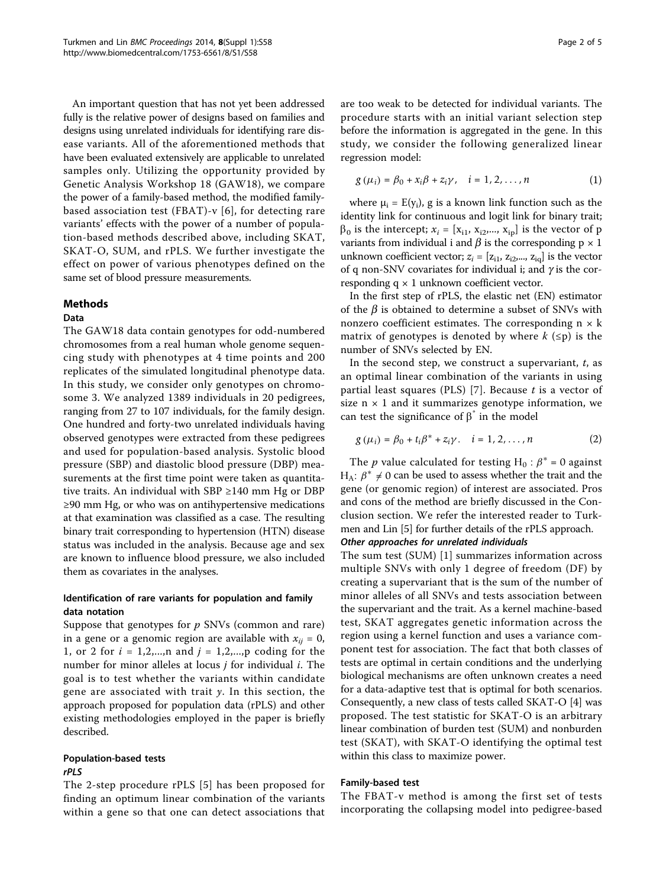An important question that has not yet been addressed fully is the relative power of designs based on families and designs using unrelated individuals for identifying rare disease variants. All of the aforementioned methods that have been evaluated extensively are applicable to unrelated samples only. Utilizing the opportunity provided by Genetic Analysis Workshop 18 (GAW18), we compare the power of a family-based method, the modified family-based association test (FBAT)-v [6], for detecting rare variants' effects with the power of a number of population-based methods described above, including SKAT, SKAT-O, SUM, and rPLS. We further investigate the effect on power of various phenotypes defined on the same set of blood pressure measurements.

## Methods

### Data

The GAW18 data contain genotypes for odd-numbered chromosomes from a real human whole genome sequencing study with phenotypes at 4 time points and 200 replicates of the simulated longitudinal phenotype data. In this study, we consider only genotypes on chromosome 3. We analyzed 1389 individuals in 20 pedigrees, ranging from 27 to 107 individuals, for the family design. One hundred and forty-two unrelated individuals having observed genotypes were extracted from these pedigrees and used for population-based analysis. Systolic blood pressure (SBP) and diastolic blood pressure (DBP) measurements at the first time point were taken as quantitative traits. An individual with SBP ≥140 mm Hg or DBP ≥90 mm Hg, or who was on antihypertensive medications at that examination was classified as a case. The resulting binary trait corresponding to hypertension (HTN) disease status was included in the analysis. Because age and sex are known to influence blood pressure, we also included them as covariates in the analyses.

### Identification of rare variants for population and family data notation

Suppose that genotypes for $p$ SNVs (common and rare) in a gene or a genomic region are available with $x_{ij} = 0$, 1, or 2 for $i = 1,2,\ldots,n$ and $j = 1,2,\ldots,p$ coding for the number for minor alleles at locus $j$ for individual $i$. The goal is to test whether the variants within candidate gene are associated with trait $y$. In this section, the approach proposed for population data (rPLS) and other existing methodologies employed in the paper is briefly described.

### Population-based tests

#### *rPLS*

The 2-step procedure rPLS [5] has been proposed for finding an optimum linear combination of the variants within a gene so that one can detect associations that are too weak to be detected for individual variants. The procedure starts with an initial variant selection step before the information is aggregated in the gene. In this study, we consider the following generalized linear regression model:

$$g(\mu_i) = \beta_0 + x_i\beta + z_i\gamma, \quad i = 1, 2, \ldots, n \tag{1}$$

where $\mu_i = E(y_i)$, g is a known link function such as the identity link for continuous and logit link for binary trait; $\beta_0$ is the intercept; $x_i = [x_{i1}, x_{i2},\ldots, x_{ip}]$ is the vector of p variants from individual i and $\beta$ is the corresponding $p \times 1$ unknown coefficient vector; $z_i = [z_{i1}, z_{i2},\ldots, z_{iq}]$ is the vector of q non-SNV covariates for individual i; and $\gamma$ is the corresponding $q \times 1$ unknown coefficient vector.

In the first step of rPLS, the elastic net (EN) estimator of the $\beta$ is obtained to determine a subset of SNVs with nonzero coefficient estimates. The corresponding $n \times k$ matrix of genotypes is denoted by where $k$ ($\leq$p) is the number of SNVs selected by EN.

In the second step, we construct a supervariant, $t$, as an optimal linear combination of the variants in using partial least squares (PLS) [7]. Because $t$ is a vector of size $n \times 1$ and it summarizes genotype information, we can test the significance of $\beta^*$ in the model

$$g(\mu_i) = \beta_0 + t_i\beta^* + z_i\gamma. \quad i = 1, 2, \ldots, n \tag{2}$$

The $p$ value calculated for testing $H_0 : \beta^* = 0$ against $H_A$: $\beta^* \neq 0$ can be used to assess whether the trait and the gene (or genomic region) of interest are associated. Pros and cons of the method are briefly discussed in the Conclusion section. We refer the interested reader to Turkmen and Lin [5] for further details of the rPLS approach.

#### *Other approaches for unrelated individuals*

The sum test (SUM) [1] summarizes information across multiple SNVs with only 1 degree of freedom (DF) by creating a supervariant that is the sum of the number of minor alleles of all SNVs and tests association between the supervariant and the trait. As a kernel machine-based test, SKAT aggregates genetic information across the region using a kernel function and uses a variance component test for association. The fact that both classes of tests are optimal in certain conditions and the underlying biological mechanisms are often unknown creates a need for a data-adaptive test that is optimal for both scenarios. Consequently, a new class of tests called SKAT-O [4] was proposed. The test statistic for SKAT-O is an arbitrary linear combination of burden test (SUM) and nonburden test (SKAT), with SKAT-O identifying the optimal test within this class to maximize power.

### Family-based test

The FBAT-v method is among the first set of tests incorporating the collapsing model into pedigree-based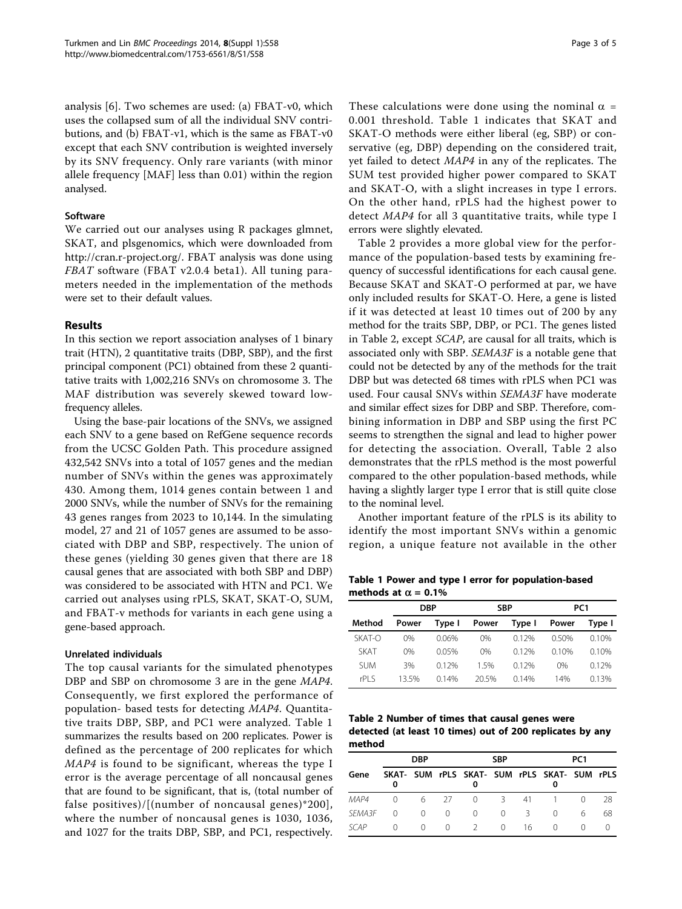analysis [6]. Two schemes are used: (a) FBAT-v0, which uses the collapsed sum of all the individual SNV contributions, and (b) FBAT-v1, which is the same as FBAT-v0 except that each SNV contribution is weighted inversely by its SNV frequency. Only rare variants (with minor allele frequency [MAF] less than 0.01) within the region analysed.

### Software

We carried out our analyses using R packages glmnet, SKAT, and plsgenomics, which were downloaded from http://cran.r-project.org/. FBAT analysis was done using *FBAT* software (FBAT v2.0.4 beta1). All tuning parameters needed in the implementation of the methods were set to their default values.

## Results

In this section we report association analyses of 1 binary trait (HTN), 2 quantitative traits (DBP, SBP), and the first principal component (PC1) obtained from these 2 quantitative traits with 1,002,216 SNVs on chromosome 3. The MAF distribution was severely skewed toward low-frequency alleles.

Using the base-pair locations of the SNVs, we assigned each SNV to a gene based on RefGene sequence records from the UCSC Golden Path. This procedure assigned 432,542 SNVs into a total of 1057 genes and the median number of SNVs within the genes was approximately 430. Among them, 1014 genes contain between 1 and 2000 SNVs, while the number of SNVs for the remaining 43 genes ranges from 2023 to 10,144. In the simulating model, 27 and 21 of 1057 genes are assumed to be associated with DBP and SBP, respectively. The union of these genes (yielding 30 genes given that there are 18 causal genes that are associated with both SBP and DBP) was considered to be associated with HTN and PC1. We carried out analyses using rPLS, SKAT, SKAT-O, SUM, and FBAT-v methods for variants in each gene using a gene-based approach.

### Unrelated individuals

The top causal variants for the simulated phenotypes DBP and SBP on chromosome 3 are in the gene *MAP4*. Consequently, we first explored the performance of population- based tests for detecting *MAP4*. Quantitative traits DBP, SBP, and PC1 were analyzed. Table 1 summarizes the results based on 200 replicates. Power is defined as the percentage of 200 replicates for which *MAP4* is found to be significant, whereas the type I error is the average percentage of all noncausal genes that are found to be significant, that is, (total number of false positives)/[(number of noncausal genes)*200], where the number of noncausal genes is 1030, 1036, and 1027 for the traits DBP, SBP, and PC1, respectively. These calculations were done using the nominal $\alpha = 0.001$ threshold. Table 1 indicates that SKAT and SKAT-O methods were either liberal (eg, SBP) or conservative (eg, DBP) depending on the considered trait, yet failed to detect *MAP4* in any of the replicates. The SUM test provided higher power compared to SKAT and SKAT-O, with a slight increases in type I errors. On the other hand, rPLS had the highest power to detect *MAP4* for all 3 quantitative traits, while type I errors were slightly elevated.

Table 2 provides a more global view for the performance of the population-based tests by examining frequency of successful identifications for each causal gene. Because SKAT and SKAT-O performed at par, we have only included results for SKAT-O. Here, a gene is listed if it was detected at least 10 times out of 200 by any method for the traits SBP, DBP, or PC1. The genes listed in Table 2, except *SCAP*, are causal for all traits, which is associated only with SBP. *SEMA3F* is a notable gene that could not be detected by any of the methods for the trait DBP but was detected 68 times with rPLS when PC1 was used. Four causal SNVs within *SEMA3F* have moderate and similar effect sizes for DBP and SBP. Therefore, combining information in DBP and SBP using the first PC seems to strengthen the signal and lead to higher power for detecting the association. Overall, Table 2 also demonstrates that the rPLS method is the most powerful compared to the other population-based methods, while having a slightly larger type I error that is still quite close to the nominal level.

Another important feature of the rPLS is its ability to identify the most important SNVs within a genomic region, a unique feature not available in the other

**Table 1 Power and type I error for population-based methods at $\alpha = 0.1\%$**

| | DBP | | SBP | | PC1 | |
|---|---|---|---|---|---|---|
| Method | Power | Type I | Power | Type I | Power | Type I |
| SKAT-O | 0% | 0.06% | 0% | 0.12% | 0.50% | 0.10% |
| SKAT | 0% | 0.05% | 0% | 0.12% | 0.10% | 0.10% |
| SUM | 3% | 0.12% | 1.5% | 0.12% | 0% | 0.12% |
| rPLS | 13.5% | 0.14% | 20.5% | 0.14% | 14% | 0.13% |

**Table 2 Number of times that causal genes were detected (at least 10 times) out of 200 replicates by any method**

| | DBP | | | SBP | | | PC1 | | |
|---|---|---|---|---|---|---|---|---|---|
| Gene | SKAT-0 | SUM | rPLS | SKAT-0 | SUM | rPLS | SKAT-0 | SUM | rPLS |
| *MAP4* | 0 | 6 | 27 | 0 | 3 | 41 | 1 | 0 | 28 |
| *SEMA3F* | 0 | 0 | 0 | 0 | 0 | 3 | 0 | 6 | 68 |
| *SCAP* | 0 | 0 | 0 | 2 | 0 | 16 | 0 | 0 | 0 |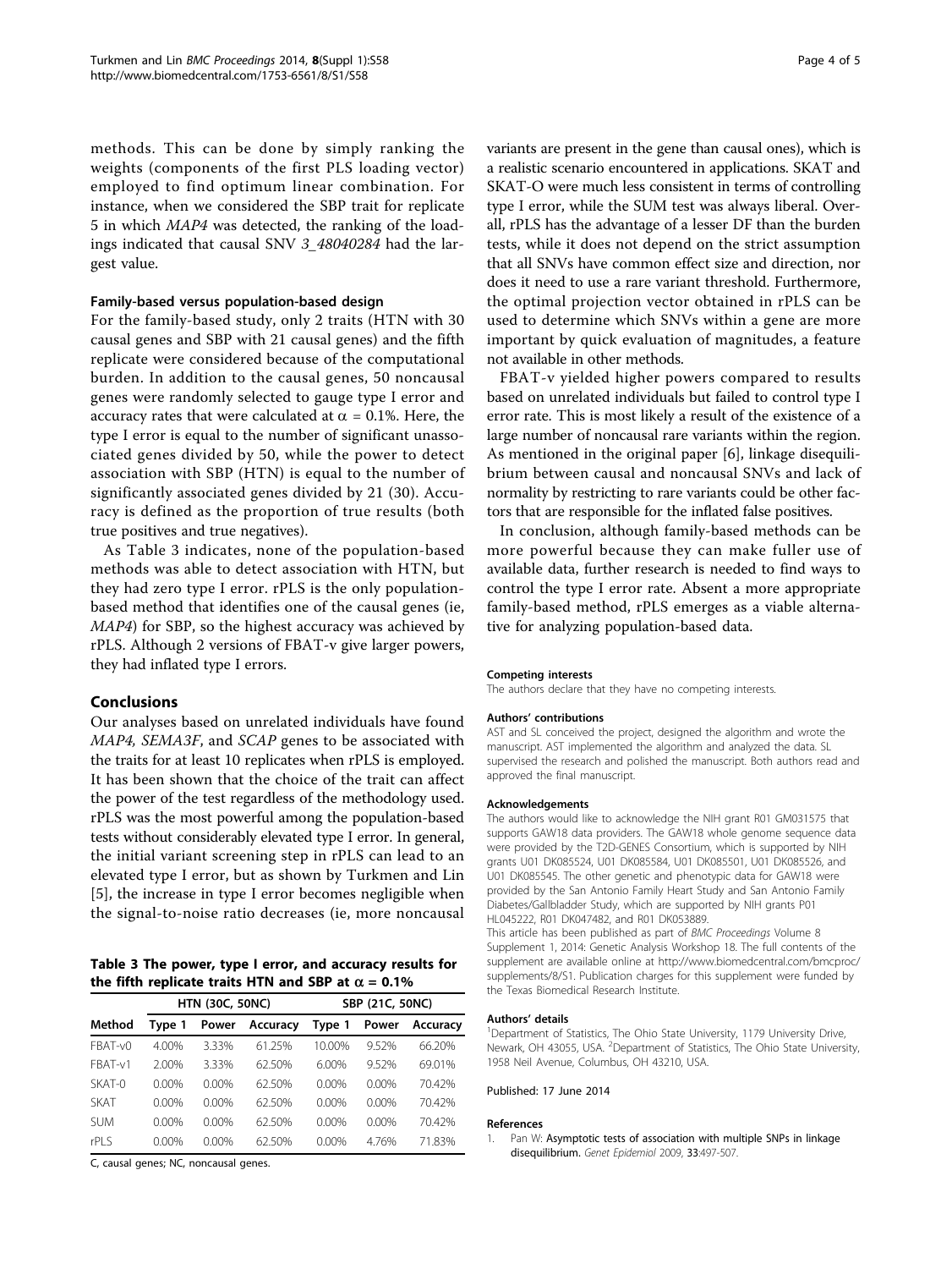methods. This can be done by simply ranking the weights (components of the first PLS loading vector) employed to find optimum linear combination. For instance, when we considered the SBP trait for replicate 5 in which *MAP4* was detected, the ranking of the loadings indicated that causal SNV *3_48040284* had the largest value.

#### Family-based versus population-based design

For the family-based study, only 2 traits (HTN with 30 causal genes and SBP with 21 causal genes) and the fifth replicate were considered because of the computational burden. In addition to the causal genes, 50 noncausal genes were randomly selected to gauge type I error and accuracy rates that were calculated at $\alpha = 0.1\%$. Here, the type I error is equal to the number of significant unassociated genes divided by 50, while the power to detect association with SBP (HTN) is equal to the number of significantly associated genes divided by 21 (30). Accuracy is defined as the proportion of true results (both true positives and true negatives).

As Table 3 indicates, none of the population-based methods was able to detect association with HTN, but they had zero type I error. rPLS is the only population-based method that identifies one of the causal genes (ie, *MAP4*) for SBP, so the highest accuracy was achieved by rPLS. Although 2 versions of FBAT-v give larger powers, they had inflated type I errors.

## Conclusions

Our analyses based on unrelated individuals have found *MAP4*, *SEMA3F*, and *SCAP* genes to be associated with the traits for at least 10 replicates when rPLS is employed. It has been shown that the choice of the trait can affect the power of the test regardless of the methodology used. rPLS was the most powerful among the population-based tests without considerably elevated type I error. In general, the initial variant screening step in rPLS can lead to an elevated type I error, but as shown by Turkmen and Lin [5], the increase in type I error becomes negligible when the signal-to-noise ratio decreases (ie, more noncausal variants are present in the gene than causal ones), which is a realistic scenario encountered in applications. SKAT and SKAT-O were much less consistent in terms of controlling type I error, while the SUM test was always liberal. Overall, rPLS has the advantage of a lesser DF than the burden tests, while it does not depend on the strict assumption that all SNVs have common effect size and direction, nor does it need to use a rare variant threshold. Furthermore, the optimal projection vector obtained in rPLS can be used to determine which SNVs within a gene are more important by quick evaluation of magnitudes, a feature not available in other methods.

FBAT-v yielded higher powers compared to results based on unrelated individuals but failed to control type I error rate. This is most likely a result of the existence of a large number of noncausal rare variants within the region. As mentioned in the original paper [6], linkage disequilibrium between causal and noncausal SNVs and lack of normality by restricting to rare variants could be other factors that are responsible for the inflated false positives.

In conclusion, although family-based methods can be more powerful because they can make fuller use of available data, further research is needed to find ways to control the type I error rate. Absent a more appropriate family-based method, rPLS emerges as a viable alternative for analyzing population-based data.

**Table 3 The power, type I error, and accuracy results for the fifth replicate traits HTN and SBP at $\alpha = 0.1\%$**

| | HTN (30C, 50NC) | | | SBP (21C, 50NC) | | |
|---|---|---|---|---|---|---|
| Method | Type 1 | Power | Accuracy | Type 1 | Power | Accuracy |
| FBAT-v0 | 4.00% | 3.33% | 61.25% | 10.00% | 9.52% | 66.20% |
| FBAT-v1 | 2.00% | 3.33% | 62.50% | 6.00% | 9.52% | 69.01% |
| SKAT-0 | 0.00% | 0.00% | 62.50% | 0.00% | 0.00% | 70.42% |
| SKAT | 0.00% | 0.00% | 62.50% | 0.00% | 0.00% | 70.42% |
| SUM | 0.00% | 0.00% | 62.50% | 0.00% | 0.00% | 70.42% |
| rPLS | 0.00% | 0.00% | 62.50% | 0.00% | 4.76% | 71.83% |

C, causal genes; NC, noncausal genes.

#### Competing interests

The authors declare that they have no competing interests.

#### Authors' contributions

AST and SL conceived the project, designed the algorithm and wrote the manuscript. AST implemented the algorithm and analyzed the data. SL supervised the research and polished the manuscript. Both authors read and approved the final manuscript.

#### Acknowledgements

The authors would like to acknowledge the NIH grant R01 GM031575 that supports GAW18 data providers. The GAW18 whole genome sequence data were provided by the T2D-GENES Consortium, which is supported by NIH grants U01 DK085524, U01 DK085584, U01 DK085501, U01 DK085526, and U01 DK085545. The other genetic and phenotypic data for GAW18 were provided by the San Antonio Family Heart Study and San Antonio Family Diabetes/Gallbladder Study, which are supported by NIH grants P01 HL045222, R01 DK047482, and R01 DK053889.

This article has been published as part of *BMC Proceedings* Volume 8 Supplement 1, 2014: Genetic Analysis Workshop 18. The full contents of the supplement are available online at http://www.biomedcentral.com/bmcproc/supplements/8/S1. Publication charges for this supplement were funded by the Texas Biomedical Research Institute.

#### Authors' details

[1]Department of Statistics, The Ohio State University, 1179 University Drive, Newark, OH 43055, USA. [2]Department of Statistics, The Ohio State University, 1958 Neil Avenue, Columbus, OH 43210, USA.

Published: 17 June 2014

#### References

1. Pan W: **Asymptotic tests of association with multiple SNPs in linkage disequilibrium.** *Genet Epidemiol* 2009, **33**:497-507.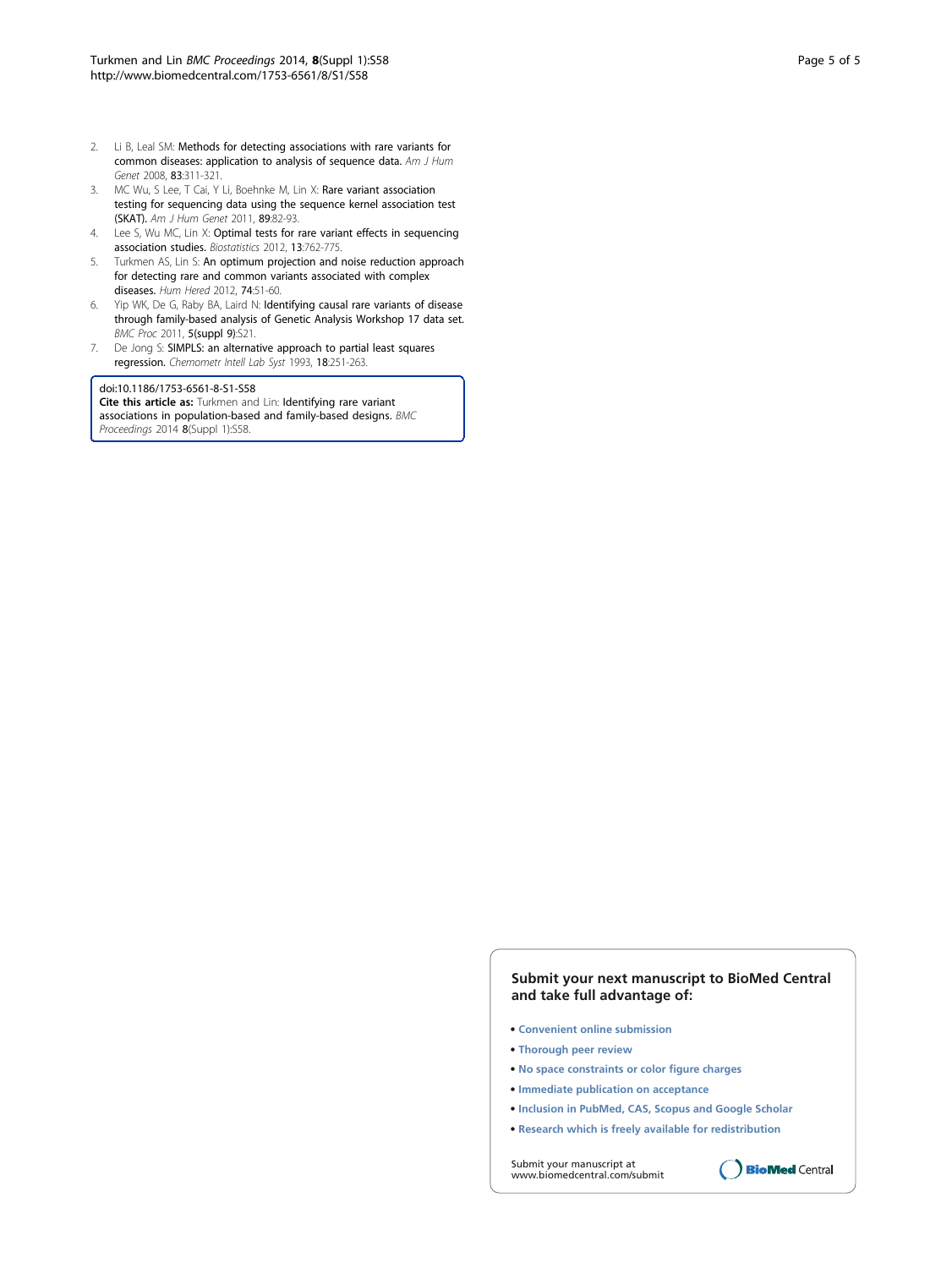2. Li B, Leal SM: **Methods for detecting associations with rare variants for common diseases: application to analysis of sequence data.** *Am J Hum Genet* 2008, **83**:311-321.
3. MC Wu, S Lee, T Cai, Y Li, Boehnke M, Lin X: **Rare variant association testing for sequencing data using the sequence kernel association test (SKAT).** *Am J Hum Genet* 2011, **89**:82-93.
4. Lee S, Wu MC, Lin X: **Optimal tests for rare variant effects in sequencing association studies.** *Biostatistics* 2012, **13**:762-775.
5. Turkmen AS, Lin S: **An optimum projection and noise reduction approach for detecting rare and common variants associated with complex diseases.** *Hum Hered* 2012, **74**:51-60.
6. Yip WK, De G, Raby BA, Laird N: **Identifying causal rare variants of disease through family-based analysis of Genetic Analysis Workshop 17 data set.** *BMC Proc* 2011, **5(suppl 9)**:S21.
7. De Jong S: **SIMPLS: an alternative approach to partial least squares regression.** *Chemometr Intell Lab Syst* 1993, **18**:251-263.

doi:10.1186/1753-6561-8-S1-S58
**Cite this article as:** Turkmen and Lin: **Identifying rare variant associations in population-based and family-based designs.** *BMC Proceedings* 2014 **8**(Suppl 1):S58.

**Submit your next manuscript to BioMed Central and take full advantage of:**

- **Convenient online submission**
- **Thorough peer review**
- **No space constraints or color figure charges**
- **Immediate publication on acceptance**
- **Inclusion in PubMed, CAS, Scopus and Google Scholar**
- **Research which is freely available for redistribution**

Submit your manuscript at
www.biomedcentral.com/submit

BioMed Central